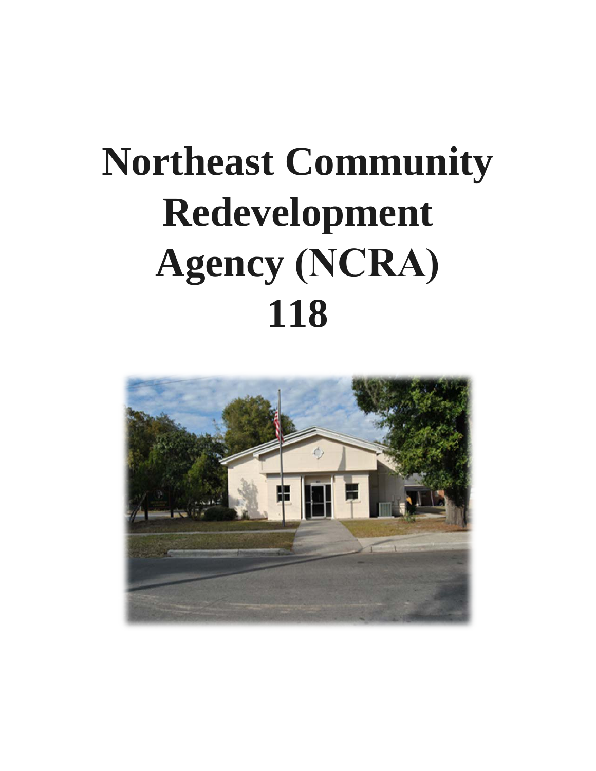# Northeast Community Redevelopment Agency (NCRA) 118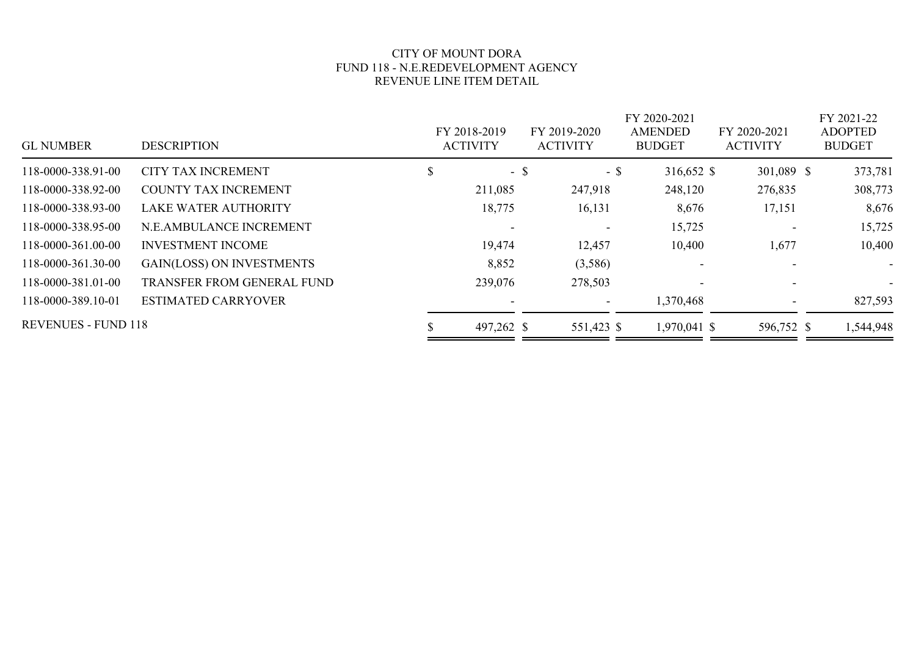# CITY OF MOUNT DORA
## FUND 118 - N.E.REDEVELOPMENT AGENCY
### REVENUE LINE ITEM DETAIL

| GL NUMBER | DESCRIPTION | FY 2018-2019 ACTIVITY | FY 2019-2020 ACTIVITY | FY 2020-2021 AMENDED BUDGET | FY 2020-2021 ACTIVITY | FY 2021-22 ADOPTED BUDGET |
|---|---|---|---|---|---|---|
| 118-0000-338.91-00 | CITY TAX INCREMENT | $ - | $ - | $ 316,652 | $ 301,089 | $ 373,781 |
| 118-0000-338.92-00 | COUNTY TAX INCREMENT | 211,085 | 247,918 | 248,120 | 276,835 | 308,773 |
| 118-0000-338.93-00 | LAKE WATER AUTHORITY | 18,775 | 16,131 | 8,676 | 17,151 | 8,676 |
| 118-0000-338.95-00 | N.E.AMBULANCE INCREMENT | - | - | 15,725 | - | 15,725 |
| 118-0000-361.00-00 | INVESTMENT INCOME | 19,474 | 12,457 | 10,400 | 1,677 | 10,400 |
| 118-0000-361.30-00 | GAIN(LOSS) ON INVESTMENTS | 8,852 | (3,586) | - | - | - |
| 118-0000-381.01-00 | TRANSFER FROM GENERAL FUND | 239,076 | 278,503 | - | - | - |
| 118-0000-389.10-01 | ESTIMATED CARRYOVER | - | - | 1,370,468 | - | 827,593 |
| REVENUES - FUND 118 | | $ 497,262 | $ 551,423 | $ 1,970,041 | $ 596,752 | $ 1,544,948 |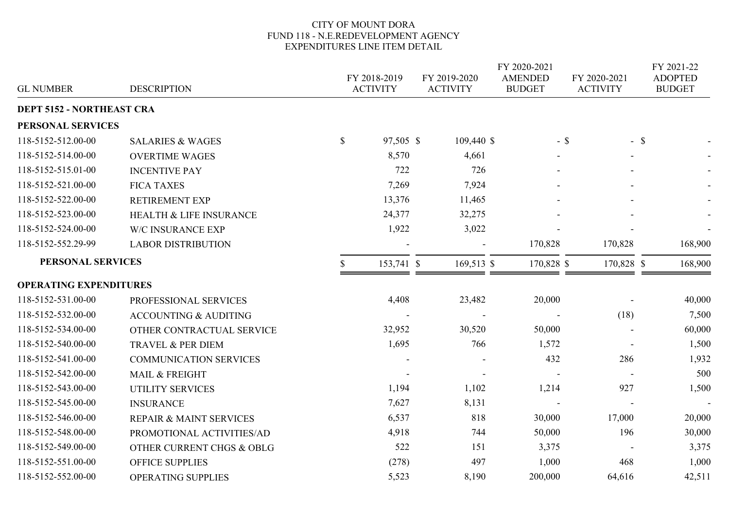CITY OF MOUNT DORA
FUND 118 - N.E.REDEVELOPMENT AGENCY
EXPENDITURES LINE ITEM DETAIL

| GL NUMBER | DESCRIPTION | FY 2018-2019 ACTIVITY | FY 2019-2020 ACTIVITY | FY 2020-2021 AMENDED BUDGET | FY 2020-2021 ACTIVITY | FY 2021-22 ADOPTED BUDGET |
|---|---|---|---|---|---|---|
| **DEPT 5152 - NORTHEAST CRA** | | | | | | |
| **PERSONAL SERVICES** | | | | | | |
| 118-5152-512.00-00 | SALARIES & WAGES | $ 97,505 | $ 109,440 | $ - | $ - | $ - |
| 118-5152-514.00-00 | OVERTIME WAGES | 8,570 | 4,661 | - | - | - |
| 118-5152-515.01-00 | INCENTIVE PAY | 722 | 726 | - | - | - |
| 118-5152-521.00-00 | FICA TAXES | 7,269 | 7,924 | - | - | - |
| 118-5152-522.00-00 | RETIREMENT EXP | 13,376 | 11,465 | - | - | - |
| 118-5152-523.00-00 | HEALTH & LIFE INSURANCE | 24,377 | 32,275 | - | - | - |
| 118-5152-524.00-00 | W/C INSURANCE EXP | 1,922 | 3,022 | - | - | - |
| 118-5152-552.29-99 | LABOR DISTRIBUTION | - | - | 170,828 | 170,828 | 168,900 |
| **PERSONAL SERVICES** | | $ 153,741 | $ 169,513 | $ 170,828 | $ 170,828 | $ 168,900 |
| **OPERATING EXPENDITURES** | | | | | | |
| 118-5152-531.00-00 | PROFESSIONAL SERVICES | 4,408 | 23,482 | 20,000 | - | 40,000 |
| 118-5152-532.00-00 | ACCOUNTING & AUDITING | - | - | - | (18) | 7,500 |
| 118-5152-534.00-00 | OTHER CONTRACTUAL SERVICE | 32,952 | 30,520 | 50,000 | - | 60,000 |
| 118-5152-540.00-00 | TRAVEL & PER DIEM | 1,695 | 766 | 1,572 | - | 1,500 |
| 118-5152-541.00-00 | COMMUNICATION SERVICES | - | - | 432 | 286 | 1,932 |
| 118-5152-542.00-00 | MAIL & FREIGHT | - | - | - | - | 500 |
| 118-5152-543.00-00 | UTILITY SERVICES | 1,194 | 1,102 | 1,214 | 927 | 1,500 |
| 118-5152-545.00-00 | INSURANCE | 7,627 | 8,131 | - | - | - |
| 118-5152-546.00-00 | REPAIR & MAINT SERVICES | 6,537 | 818 | 30,000 | 17,000 | 20,000 |
| 118-5152-548.00-00 | PROMOTIONAL ACTIVITIES/AD | 4,918 | 744 | 50,000 | 196 | 30,000 |
| 118-5152-549.00-00 | OTHER CURRENT CHGS & OBLG | 522 | 151 | 3,375 | - | 3,375 |
| 118-5152-551.00-00 | OFFICE SUPPLIES | (278) | 497 | 1,000 | 468 | 1,000 |
| 118-5152-552.00-00 | OPERATING SUPPLIES | 5,523 | 8,190 | 200,000 | 64,616 | 42,511 |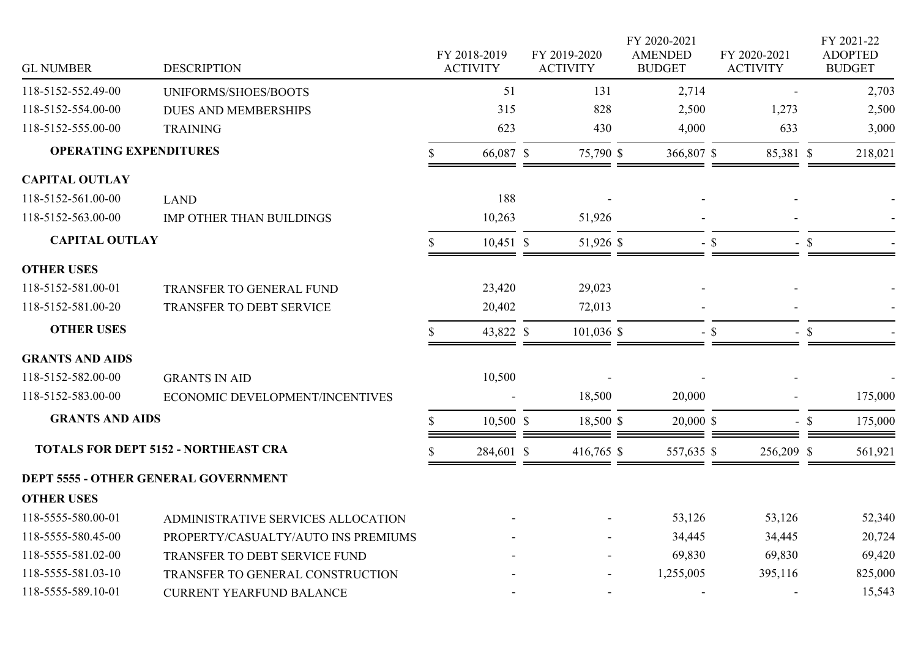| GL NUMBER | DESCRIPTION | FY 2018-2019 ACTIVITY | FY 2019-2020 ACTIVITY | FY 2020-2021 AMENDED BUDGET | FY 2020-2021 ACTIVITY | FY 2021-22 ADOPTED BUDGET |
|---|---|---|---|---|---|---|
| 118-5152-552.49-00 | UNIFORMS/SHOES/BOOTS | 51 | 131 | 2,714 | - | 2,703 |
| 118-5152-554.00-00 | DUES AND MEMBERSHIPS | 315 | 828 | 2,500 | 1,273 | 2,500 |
| 118-5152-555.00-00 | TRAINING | 623 | 430 | 4,000 | 633 | 3,000 |
| **OPERATING EXPENDITURES** | | $ 66,087 | $ 75,790 | $ 366,807 | $ 85,381 | $ 218,021 |
| **CAPITAL OUTLAY** | | | | | | |
| 118-5152-561.00-00 | LAND | 188 | - | - | - | - |
| 118-5152-563.00-00 | IMP OTHER THAN BUILDINGS | 10,263 | 51,926 | - | - | - |
| **CAPITAL OUTLAY** | | $ 10,451 | $ 51,926 | $ - | $ - | $ - |
| **OTHER USES** | | | | | | |
| 118-5152-581.00-01 | TRANSFER TO GENERAL FUND | 23,420 | 29,023 | - | - | - |
| 118-5152-581.00-20 | TRANSFER TO DEBT SERVICE | 20,402 | 72,013 | - | - | - |
| **OTHER USES** | | $ 43,822 | $ 101,036 | $ - | $ - | $ - |
| **GRANTS AND AIDS** | | | | | | |
| 118-5152-582.00-00 | GRANTS IN AID | 10,500 | - | - | - | - |
| 118-5152-583.00-00 | ECONOMIC DEVELOPMENT/INCENTIVES | - | 18,500 | 20,000 | - | 175,000 |
| **GRANTS AND AIDS** | | $ 10,500 | $ 18,500 | $ 20,000 | $ - | $ 175,000 |
| **TOTALS FOR DEPT 5152 - NORTHEAST CRA** | | $ 284,601 | $ 416,765 | $ 557,635 | $ 256,209 | $ 561,921 |
| **DEPT 5555 - OTHER GENERAL GOVERNMENT** | | | | | | |
| **OTHER USES** | | | | | | |
| 118-5555-580.00-01 | ADMINISTRATIVE SERVICES ALLOCATION | - | - | 53,126 | 53,126 | 52,340 |
| 118-5555-580.45-00 | PROPERTY/CASUALTY/AUTO INS PREMIUMS | - | - | 34,445 | 34,445 | 20,724 |
| 118-5555-581.02-00 | TRANSFER TO DEBT SERVICE FUND | - | - | 69,830 | 69,830 | 69,420 |
| 118-5555-581.03-10 | TRANSFER TO GENERAL CONSTRUCTION | - | - | 1,255,005 | 395,116 | 825,000 |
| 118-5555-589.10-01 | CURRENT YEARFUND BALANCE | - | - | - | - | 15,543 |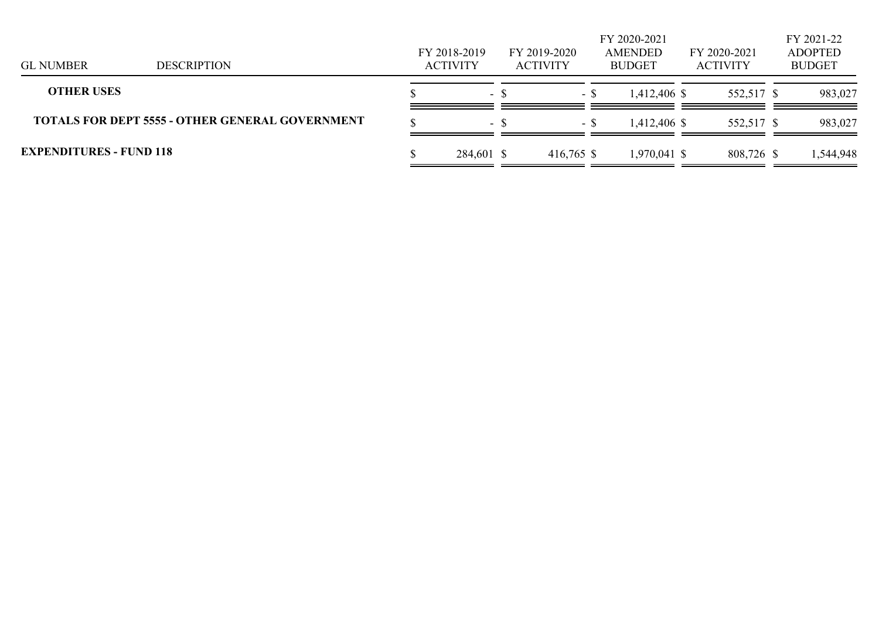| GL NUMBER | DESCRIPTION | FY 2018-2019 ACTIVITY | FY 2019-2020 ACTIVITY | FY 2020-2021 AMENDED BUDGET | FY 2020-2021 ACTIVITY | FY 2021-22 ADOPTED BUDGET |
|---|---|---|---|---|---|---|
| **OTHER USES** | | $ - | $ - | $ 1,412,406 | $ 552,517 | $ 983,027 |
| **TOTALS FOR DEPT 5555 - OTHER GENERAL GOVERNMENT** | | $ - | $ - | $ 1,412,406 | $ 552,517 | $ 983,027 |
| **EXPENDITURES - FUND 118** | | $ 284,601 | $ 416,765 | $ 1,970,041 | $ 808,726 | $ 1,544,948 |